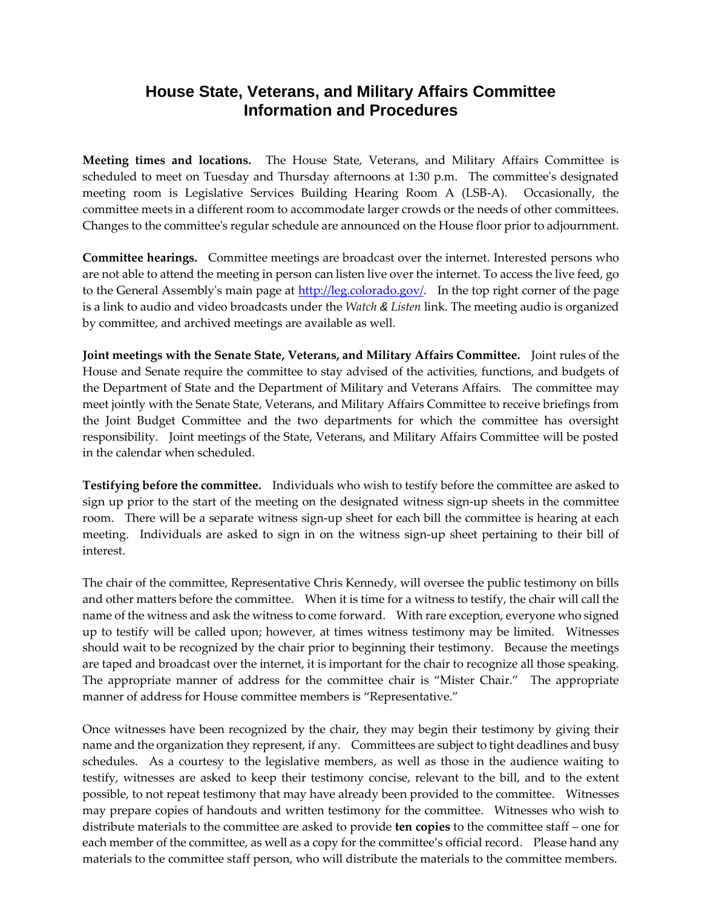# House State, Veterans, and Military Affairs Committee Information and Procedures

**Meeting times and locations.** The House State, Veterans, and Military Affairs Committee is scheduled to meet on Tuesday and Thursday afternoons at 1:30 p.m. The committee's designated meeting room is Legislative Services Building Hearing Room A (LSB-A). Occasionally, the committee meets in a different room to accommodate larger crowds or the needs of other committees. Changes to the committee's regular schedule are announced on the House floor prior to adjournment.

**Committee hearings.** Committee meetings are broadcast over the internet. Interested persons who are not able to attend the meeting in person can listen live over the internet. To access the live feed, go to the General Assembly's main page at [http://leg.colorado.gov/](http://leg.colorado.gov/). In the top right corner of the page is a link to audio and video broadcasts under the *Watch & Listen* link. The meeting audio is organized by committee, and archived meetings are available as well.

**Joint meetings with the Senate State, Veterans, and Military Affairs Committee.** Joint rules of the House and Senate require the committee to stay advised of the activities, functions, and budgets of the Department of State and the Department of Military and Veterans Affairs. The committee may meet jointly with the Senate State, Veterans, and Military Affairs Committee to receive briefings from the Joint Budget Committee and the two departments for which the committee has oversight responsibility. Joint meetings of the State, Veterans, and Military Affairs Committee will be posted in the calendar when scheduled.

**Testifying before the committee.** Individuals who wish to testify before the committee are asked to sign up prior to the start of the meeting on the designated witness sign-up sheets in the committee room. There will be a separate witness sign-up sheet for each bill the committee is hearing at each meeting. Individuals are asked to sign in on the witness sign-up sheet pertaining to their bill of interest.

The chair of the committee, Representative Chris Kennedy, will oversee the public testimony on bills and other matters before the committee. When it is time for a witness to testify, the chair will call the name of the witness and ask the witness to come forward. With rare exception, everyone who signed up to testify will be called upon; however, at times witness testimony may be limited. Witnesses should wait to be recognized by the chair prior to beginning their testimony. Because the meetings are taped and broadcast over the internet, it is important for the chair to recognize all those speaking. The appropriate manner of address for the committee chair is "Mister Chair." The appropriate manner of address for House committee members is "Representative."

Once witnesses have been recognized by the chair, they may begin their testimony by giving their name and the organization they represent, if any. Committees are subject to tight deadlines and busy schedules. As a courtesy to the legislative members, as well as those in the audience waiting to testify, witnesses are asked to keep their testimony concise, relevant to the bill, and to the extent possible, to not repeat testimony that may have already been provided to the committee. Witnesses may prepare copies of handouts and written testimony for the committee. Witnesses who wish to distribute materials to the committee are asked to provide **ten copies** to the committee staff – one for each member of the committee, as well as a copy for the committee's official record. Please hand any materials to the committee staff person, who will distribute the materials to the committee members.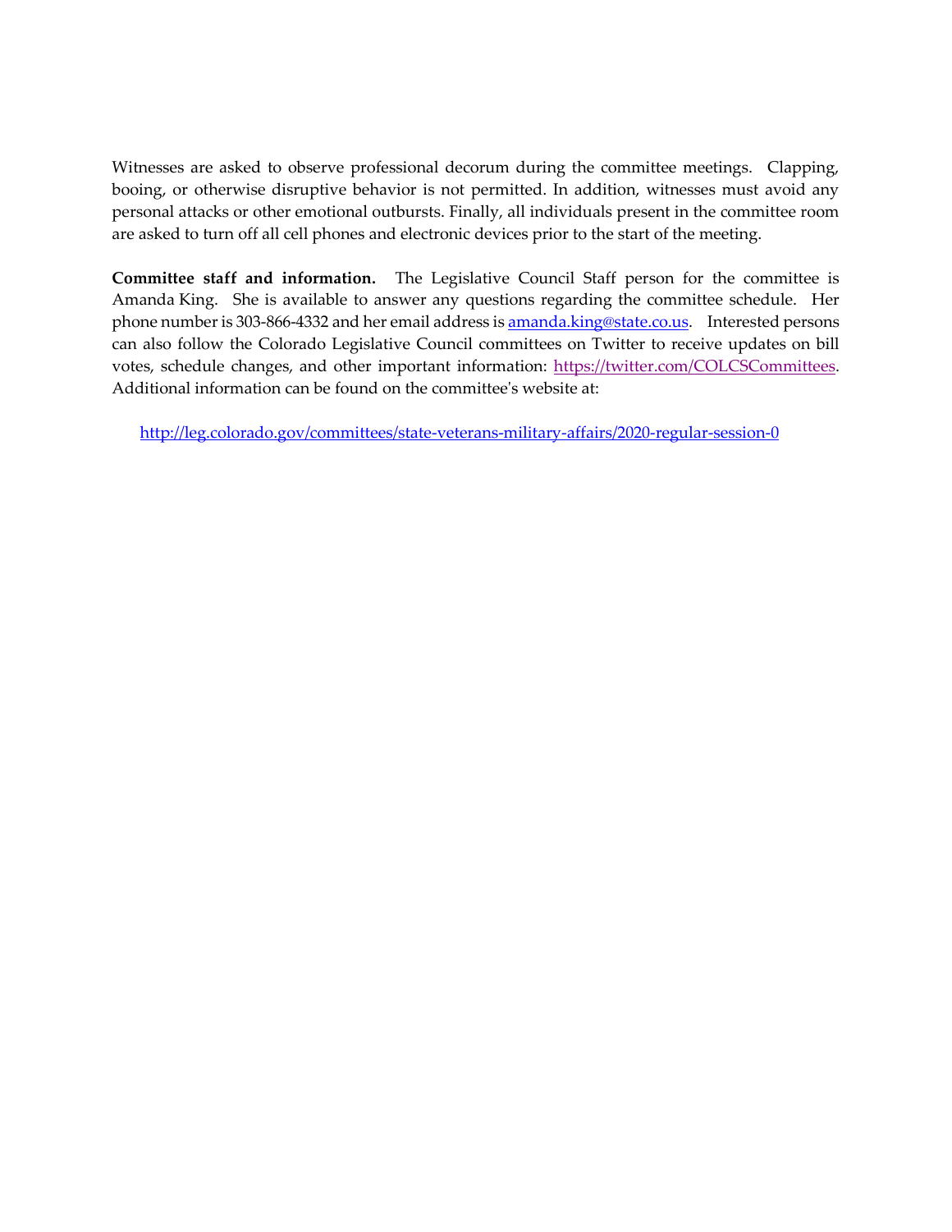Witnesses are asked to observe professional decorum during the committee meetings. Clapping, booing, or otherwise disruptive behavior is not permitted. In addition, witnesses must avoid any personal attacks or other emotional outbursts. Finally, all individuals present in the committee room are asked to turn off all cell phones and electronic devices prior to the start of the meeting.

**Committee staff and information.** The Legislative Council Staff person for the committee is Amanda King. She is available to answer any questions regarding the committee schedule. Her phone number is 303-866-4332 and her email address is amanda.king@state.co.us. Interested persons can also follow the Colorado Legislative Council committees on Twitter to receive updates on bill votes, schedule changes, and other important information: https://twitter.com/COLCSCommittees. Additional information can be found on the committee's website at:

http://leg.colorado.gov/committees/state-veterans-military-affairs/2020-regular-session-0